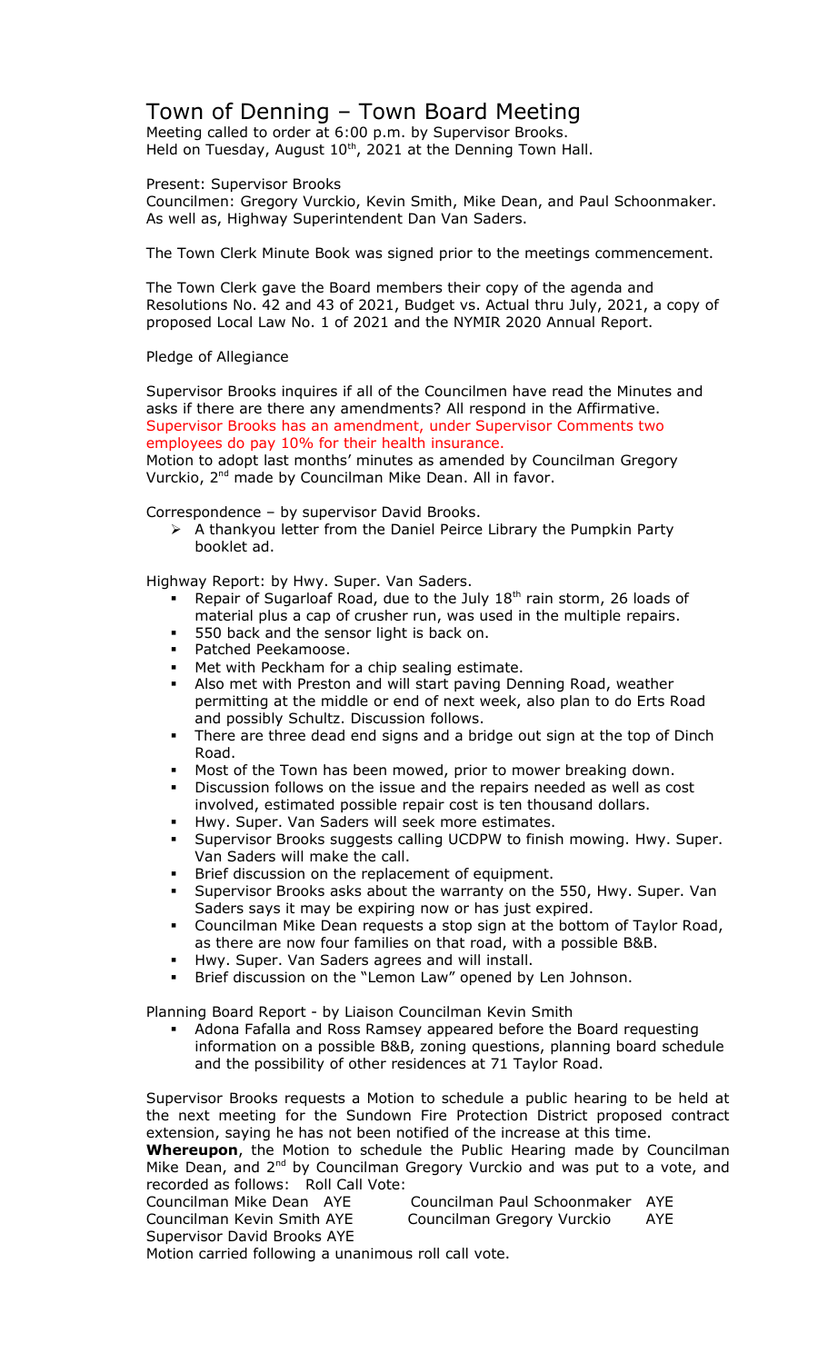# Town of Denning – Town Board Meeting

Meeting called to order at 6:00 p.m. by Supervisor Brooks.
Held on Tuesday, August 10th, 2021 at the Denning Town Hall.

Present: Supervisor Brooks
Councilmen: Gregory Vurckio, Kevin Smith, Mike Dean, and Paul Schoonmaker.
As well as, Highway Superintendent Dan Van Saders.

The Town Clerk Minute Book was signed prior to the meetings commencement.

The Town Clerk gave the Board members their copy of the agenda and Resolutions No. 42 and 43 of 2021, Budget vs. Actual thru July, 2021, a copy of proposed Local Law No. 1 of 2021 and the NYMIR 2020 Annual Report.

Pledge of Allegiance

Supervisor Brooks inquires if all of the Councilmen have read the Minutes and asks if there are there any amendments? All respond in the Affirmative. Supervisor Brooks has an amendment, under Supervisor Comments two employees do pay 10% for their health insurance.
Motion to adopt last months' minutes as amended by Councilman Gregory Vurckio, 2nd made by Councilman Mike Dean. All in favor.

Correspondence – by supervisor David Brooks.

- A thankyou letter from the Daniel Peirce Library the Pumpkin Party booklet ad.

Highway Report: by Hwy. Super. Van Saders.

- Repair of Sugarloaf Road, due to the July 18th rain storm, 26 loads of material plus a cap of crusher run, was used in the multiple repairs.
- 550 back and the sensor light is back on.
- Patched Peekamoose.
- Met with Peckham for a chip sealing estimate.
- Also met with Preston and will start paving Denning Road, weather permitting at the middle or end of next week, also plan to do Erts Road and possibly Schultz. Discussion follows.
- There are three dead end signs and a bridge out sign at the top of Dinch Road.
- Most of the Town has been mowed, prior to mower breaking down.
- Discussion follows on the issue and the repairs needed as well as cost involved, estimated possible repair cost is ten thousand dollars.
- Hwy. Super. Van Saders will seek more estimates.
- Supervisor Brooks suggests calling UCDPW to finish mowing. Hwy. Super. Van Saders will make the call.
- Brief discussion on the replacement of equipment.
- Supervisor Brooks asks about the warranty on the 550, Hwy. Super. Van Saders says it may be expiring now or has just expired.
- Councilman Mike Dean requests a stop sign at the bottom of Taylor Road, as there are now four families on that road, with a possible B&B.
- Hwy. Super. Van Saders agrees and will install.
- Brief discussion on the "Lemon Law" opened by Len Johnson.

Planning Board Report - by Liaison Councilman Kevin Smith

- Adona Fafalla and Ross Ramsey appeared before the Board requesting information on a possible B&B, zoning questions, planning board schedule and the possibility of other residences at 71 Taylor Road.

Supervisor Brooks requests a Motion to schedule a public hearing to be held at the next meeting for the Sundown Fire Protection District proposed contract extension, saying he has not been notified of the increase at this time.
**Whereupon**, the Motion to schedule the Public Hearing made by Councilman Mike Dean, and 2nd by Councilman Gregory Vurckio and was put to a vote, and recorded as follows: Roll Call Vote:

| | |
|---|---|
| Councilman Mike Dean AYE | Councilman Paul Schoonmaker AYE |
| Councilman Kevin Smith AYE | Councilman Gregory Vurckio AYE |
| Supervisor David Brooks AYE | |

Motion carried following a unanimous roll call vote.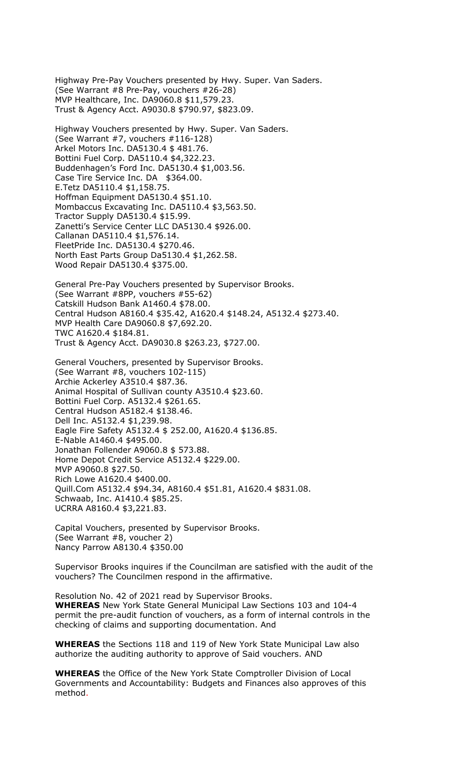Highway Pre-Pay Vouchers presented by Hwy. Super. Van Saders.
(See Warrant #8 Pre-Pay, vouchers #26-28)
MVP Healthcare, Inc. DA9060.8 $11,579.23.
Trust & Agency Acct. A9030.8 $790.97, $823.09.

Highway Vouchers presented by Hwy. Super. Van Saders.
(See Warrant #7, vouchers #116-128)
Arkel Motors Inc. DA5130.4 $ 481.76.
Bottini Fuel Corp. DA5110.4 $4,322.23.
Buddenhagen's Ford Inc. DA5130.4 $1,003.56.
Case Tire Service Inc. DA $364.00.
E.Tetz DA5110.4 $1,158.75.
Hoffman Equipment DA5130.4 $51.10.
Mombaccus Excavating Inc. DA5110.4 $3,563.50.
Tractor Supply DA5130.4 $15.99.
Zanetti's Service Center LLC DA5130.4 $926.00.
Callanan DA5110.4 $1,576.14.
FleetPride Inc. DA5130.4 $270.46.
North East Parts Group Da5130.4 $1,262.58.
Wood Repair DA5130.4 $375.00.

General Pre-Pay Vouchers presented by Supervisor Brooks.
(See Warrant #8PP, vouchers #55-62)
Catskill Hudson Bank A1460.4 $78.00.
Central Hudson A8160.4 $35.42, A1620.4 $148.24, A5132.4 $273.40.
MVP Health Care DA9060.8 $7,692.20.
TWC A1620.4 $184.81.
Trust & Agency Acct. DA9030.8 $263.23, $727.00.

General Vouchers, presented by Supervisor Brooks.
(See Warrant #8, vouchers 102-115)
Archie Ackerley A3510.4 $87.36.
Animal Hospital of Sullivan county A3510.4 $23.60.
Bottini Fuel Corp. A5132.4 $261.65.
Central Hudson A5182.4 $138.46.
Dell Inc. A5132.4 $1,239.98.
Eagle Fire Safety A5132.4 $ 252.00, A1620.4 $136.85.
E-Nable A1460.4 $495.00.
Jonathan Follender A9060.8 $ 573.88.
Home Depot Credit Service A5132.4 $229.00.
MVP A9060.8 $27.50.
Rich Lowe A1620.4 $400.00.
Quill.Com A5132.4 $94.34, A8160.4 $51.81, A1620.4 $831.08.
Schwaab, Inc. A1410.4 $85.25.
UCRRA A8160.4 $3,221.83.

Capital Vouchers, presented by Supervisor Brooks.
(See Warrant #8, voucher 2)
Nancy Parrow A8130.4 $350.00

Supervisor Brooks inquires if the Councilman are satisfied with the audit of the vouchers? The Councilmen respond in the affirmative.

Resolution No. 42 of 2021 read by Supervisor Brooks.
**WHEREAS** New York State General Municipal Law Sections 103 and 104-4 permit the pre-audit function of vouchers, as a form of internal controls in the checking of claims and supporting documentation. And

**WHEREAS** the Sections 118 and 119 of New York State Municipal Law also authorize the auditing authority to approve of Said vouchers. AND

**WHEREAS** the Office of the New York State Comptroller Division of Local Governments and Accountability: Budgets and Finances also approves of this method.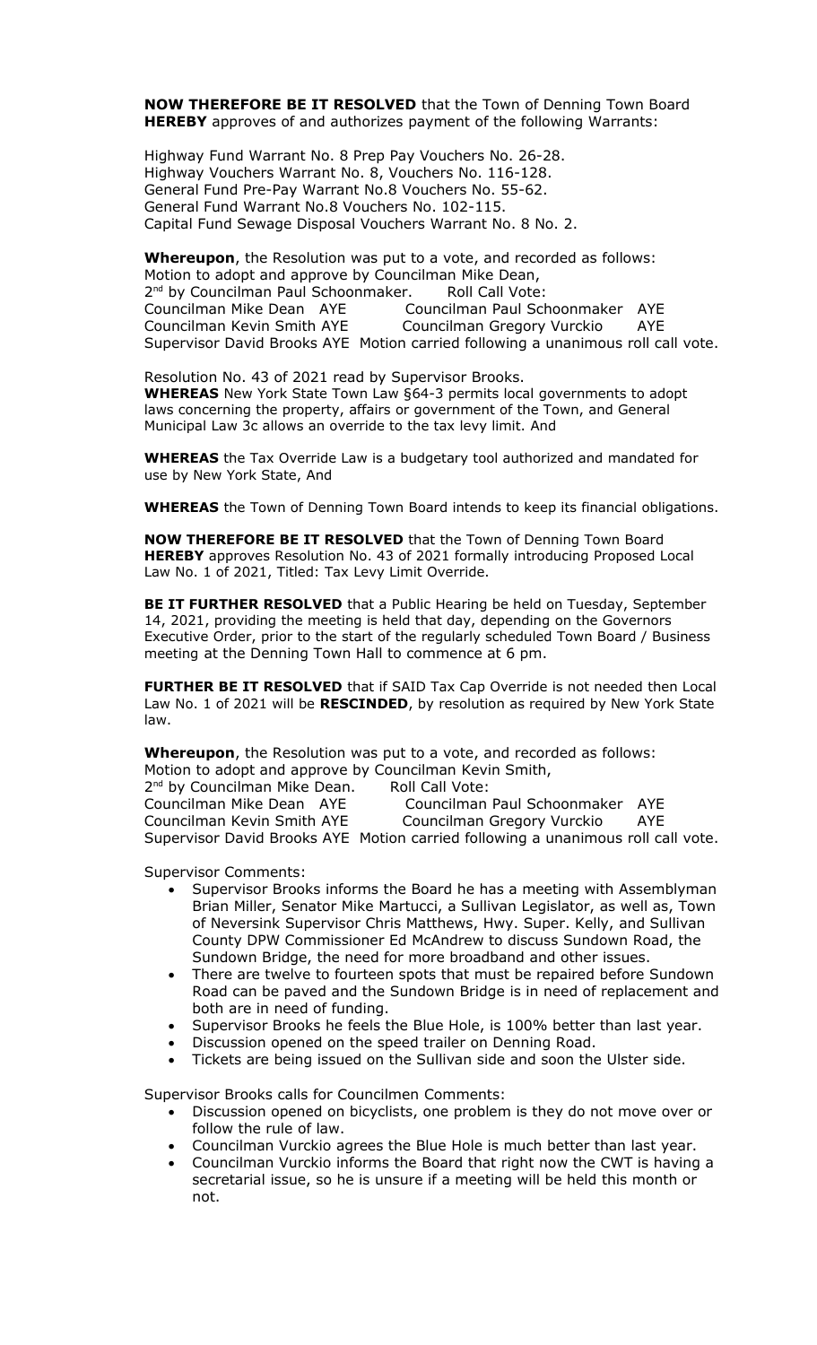**NOW THEREFORE BE IT RESOLVED** that the Town of Denning Town Board **HEREBY** approves of and authorizes payment of the following Warrants:

Highway Fund Warrant No. 8 Prep Pay Vouchers No. 26-28.
Highway Vouchers Warrant No. 8, Vouchers No. 116-128.
General Fund Pre-Pay Warrant No.8 Vouchers No. 55-62.
General Fund Warrant No.8 Vouchers No. 102-115.
Capital Fund Sewage Disposal Vouchers Warrant No. 8 No. 2.

**Whereupon**, the Resolution was put to a vote, and recorded as follows:
Motion to adopt and approve by Councilman Mike Dean,
2nd by Councilman Paul Schoonmaker. Roll Call Vote:
Councilman Mike Dean AYE Councilman Paul Schoonmaker AYE
Councilman Kevin Smith AYE Councilman Gregory Vurckio AYE
Supervisor David Brooks AYE Motion carried following a unanimous roll call vote.

Resolution No. 43 of 2021 read by Supervisor Brooks.
**WHEREAS** New York State Town Law §64-3 permits local governments to adopt laws concerning the property, affairs or government of the Town, and General Municipal Law 3c allows an override to the tax levy limit. And

**WHEREAS** the Tax Override Law is a budgetary tool authorized and mandated for use by New York State, And

**WHEREAS** the Town of Denning Town Board intends to keep its financial obligations.

**NOW THEREFORE BE IT RESOLVED** that the Town of Denning Town Board **HEREBY** approves Resolution No. 43 of 2021 formally introducing Proposed Local Law No. 1 of 2021, Titled: Tax Levy Limit Override.

**BE IT FURTHER RESOLVED** that a Public Hearing be held on Tuesday, September 14, 2021, providing the meeting is held that day, depending on the Governors Executive Order, prior to the start of the regularly scheduled Town Board / Business meeting at the Denning Town Hall to commence at 6 pm.

**FURTHER BE IT RESOLVED** that if SAID Tax Cap Override is not needed then Local Law No. 1 of 2021 will be **RESCINDED**, by resolution as required by New York State law.

**Whereupon**, the Resolution was put to a vote, and recorded as follows:
Motion to adopt and approve by Councilman Kevin Smith,
2nd by Councilman Mike Dean. Roll Call Vote:
Councilman Mike Dean AYE Councilman Paul Schoonmaker AYE
Councilman Kevin Smith AYE Councilman Gregory Vurckio AYE
Supervisor David Brooks AYE Motion carried following a unanimous roll call vote.

Supervisor Comments:

- Supervisor Brooks informs the Board he has a meeting with Assemblyman Brian Miller, Senator Mike Martucci, a Sullivan Legislator, as well as, Town of Neversink Supervisor Chris Matthews, Hwy. Super. Kelly, and Sullivan County DPW Commissioner Ed McAndrew to discuss Sundown Road, the Sundown Bridge, the need for more broadband and other issues.
- There are twelve to fourteen spots that must be repaired before Sundown Road can be paved and the Sundown Bridge is in need of replacement and both are in need of funding.
- Supervisor Brooks he feels the Blue Hole, is 100% better than last year.
- Discussion opened on the speed trailer on Denning Road.
- Tickets are being issued on the Sullivan side and soon the Ulster side.

Supervisor Brooks calls for Councilmen Comments:

- Discussion opened on bicyclists, one problem is they do not move over or follow the rule of law.
- Councilman Vurckio agrees the Blue Hole is much better than last year.
- Councilman Vurckio informs the Board that right now the CWT is having a secretarial issue, so he is unsure if a meeting will be held this month or not.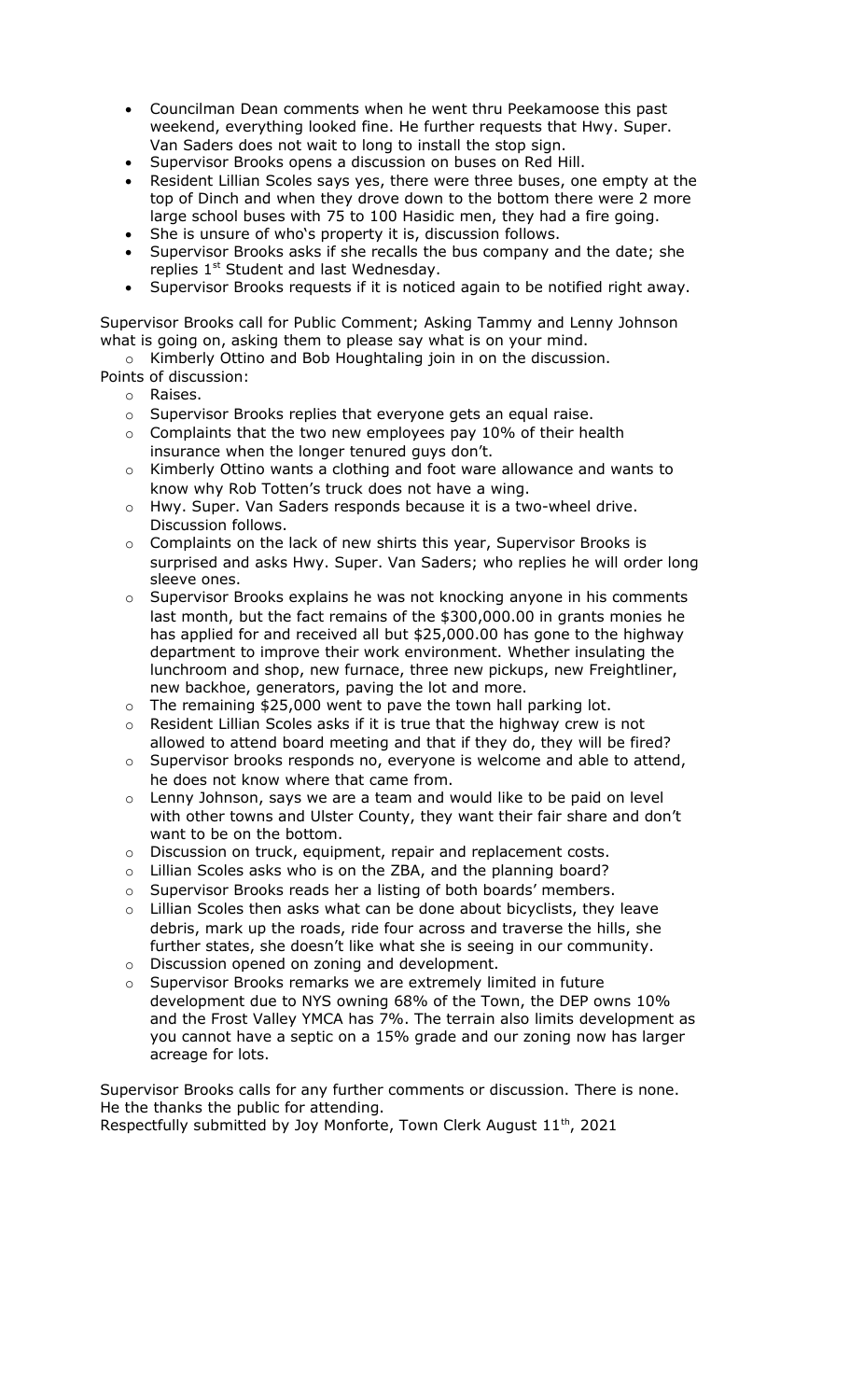- Councilman Dean comments when he went thru Peekamoose this past weekend, everything looked fine. He further requests that Hwy. Super. Van Saders does not wait to long to install the stop sign.
- Supervisor Brooks opens a discussion on buses on Red Hill.
- Resident Lillian Scoles says yes, there were three buses, one empty at the top of Dinch and when they drove down to the bottom there were 2 more large school buses with 75 to 100 Hasidic men, they had a fire going.
- She is unsure of who's property it is, discussion follows.
- Supervisor Brooks asks if she recalls the bus company and the date; she replies 1st Student and last Wednesday.
- Supervisor Brooks requests if it is noticed again to be notified right away.

Supervisor Brooks call for Public Comment; Asking Tammy and Lenny Johnson what is going on, asking them to please say what is on your mind.

- Kimberly Ottino and Bob Houghtaling join in on the discussion.

Points of discussion:

- Raises.
- Supervisor Brooks replies that everyone gets an equal raise.
- Complaints that the two new employees pay 10% of their health insurance when the longer tenured guys don't.
- Kimberly Ottino wants a clothing and foot ware allowance and wants to know why Rob Totten's truck does not have a wing.
- Hwy. Super. Van Saders responds because it is a two-wheel drive. Discussion follows.
- Complaints on the lack of new shirts this year, Supervisor Brooks is surprised and asks Hwy. Super. Van Saders; who replies he will order long sleeve ones.
- Supervisor Brooks explains he was not knocking anyone in his comments last month, but the fact remains of the $300,000.00 in grants monies he has applied for and received all but $25,000.00 has gone to the highway department to improve their work environment. Whether insulating the lunchroom and shop, new furnace, three new pickups, new Freightliner, new backhoe, generators, paving the lot and more.
- The remaining $25,000 went to pave the town hall parking lot.
- Resident Lillian Scoles asks if it is true that the highway crew is not allowed to attend board meeting and that if they do, they will be fired?
- Supervisor brooks responds no, everyone is welcome and able to attend, he does not know where that came from.
- Lenny Johnson, says we are a team and would like to be paid on level with other towns and Ulster County, they want their fair share and don't want to be on the bottom.
- Discussion on truck, equipment, repair and replacement costs.
- Lillian Scoles asks who is on the ZBA, and the planning board?
- Supervisor Brooks reads her a listing of both boards' members.
- Lillian Scoles then asks what can be done about bicyclists, they leave debris, mark up the roads, ride four across and traverse the hills, she further states, she doesn't like what she is seeing in our community.
- Discussion opened on zoning and development.
- Supervisor Brooks remarks we are extremely limited in future development due to NYS owning 68% of the Town, the DEP owns 10% and the Frost Valley YMCA has 7%. The terrain also limits development as you cannot have a septic on a 15% grade and our zoning now has larger acreage for lots.

Supervisor Brooks calls for any further comments or discussion. There is none. He the thanks the public for attending.

Respectfully submitted by Joy Monforte, Town Clerk August 11th, 2021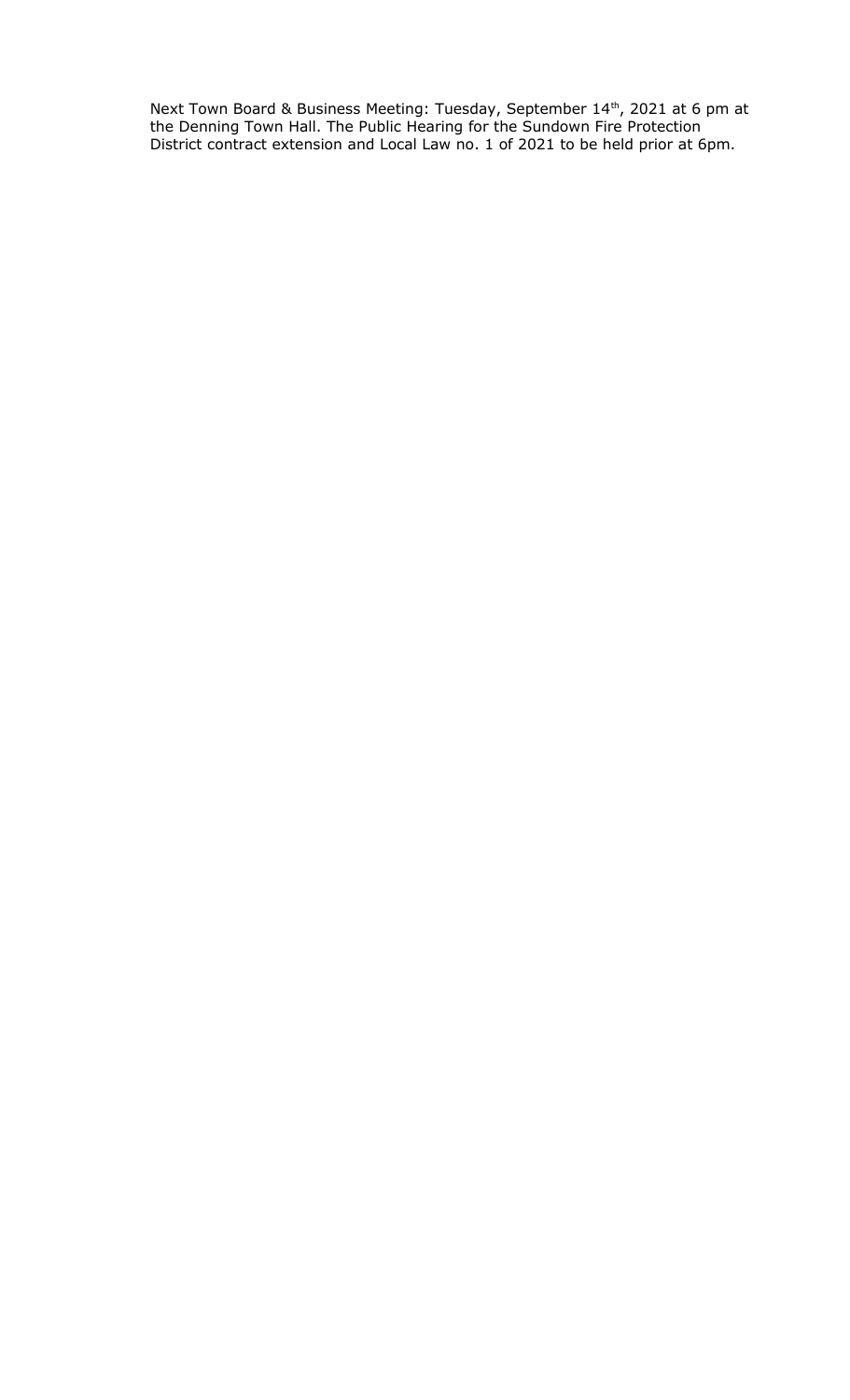Next Town Board & Business Meeting: Tuesday, September 14th, 2021 at 6 pm at the Denning Town Hall. The Public Hearing for the Sundown Fire Protection District contract extension and Local Law no. 1 of 2021 to be held prior at 6pm.